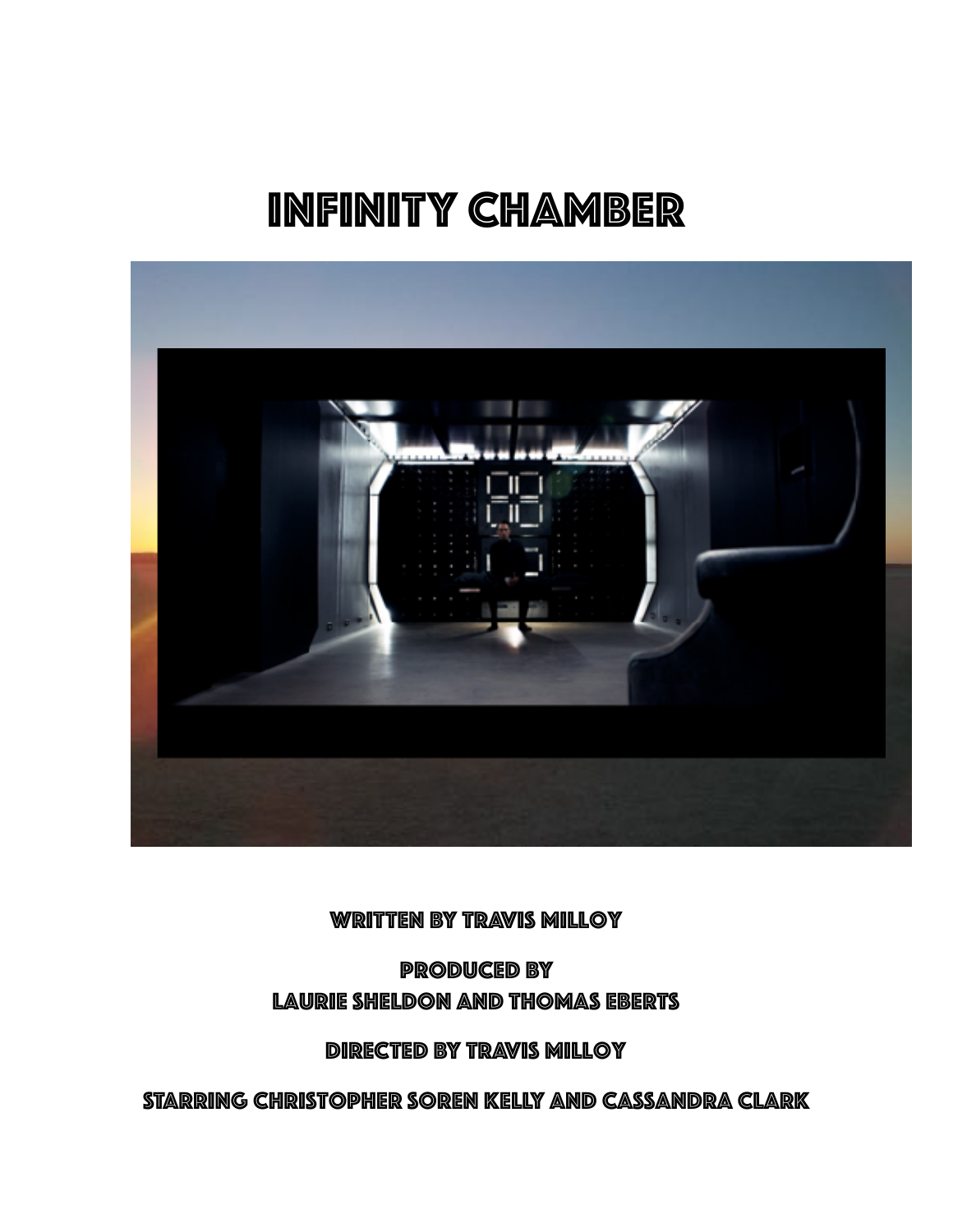# INFINITY CHAMBER

**WRITTEN BY TRAVIS MILLOY**

**PRODUCED BY**
**LAURIE SHELDON AND THOMAS EBERTS**

**DIRECTED BY TRAVIS MILLOY**

**STARRING CHRISTOPHER SOREN KELLY AND CASSANDRA CLARK**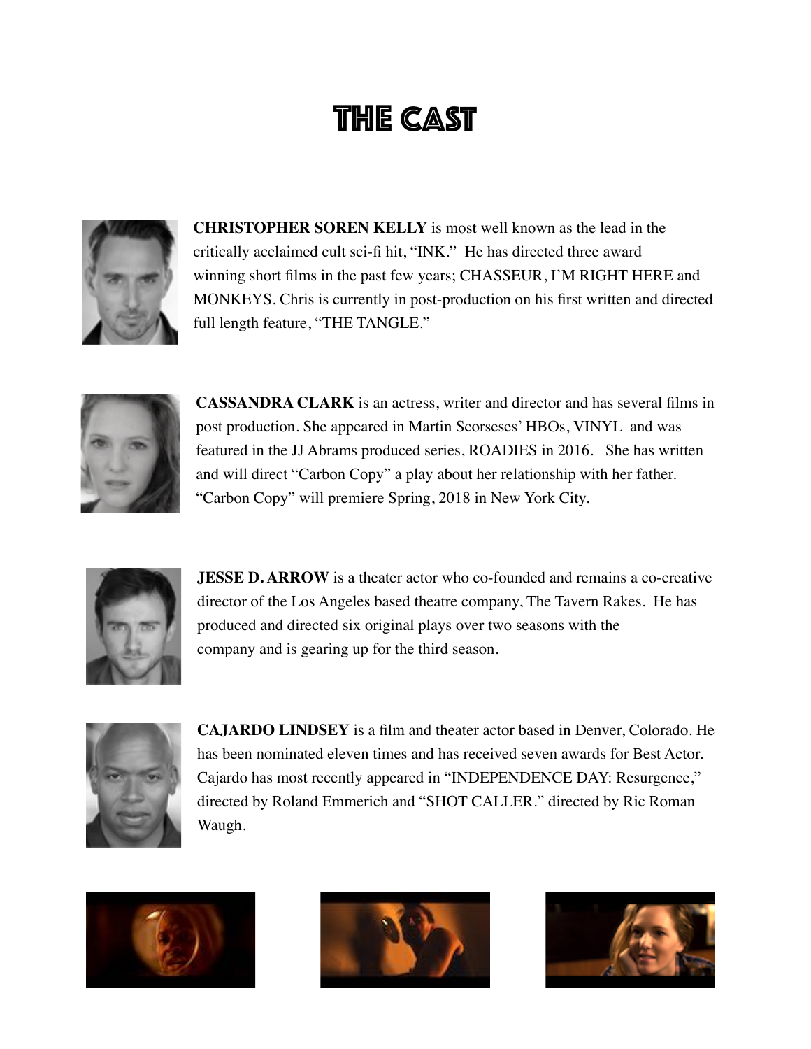# THE CAST

**CHRISTOPHER SOREN KELLY** is most well known as the lead in the critically acclaimed cult sci-fi hit, "INK." He has directed three award winning short films in the past few years; CHASSEUR, I'M RIGHT HERE and MONKEYS. Chris is currently in post-production on his first written and directed full length feature, "THE TANGLE."

**CASSANDRA CLARK** is an actress, writer and director and has several films in post production. She appeared in Martin Scorseses' HBOs, VINYL and was featured in the JJ Abrams produced series, ROADIES in 2016. She has written and will direct "Carbon Copy" a play about her relationship with her father. "Carbon Copy" will premiere Spring, 2018 in New York City.

**JESSE D. ARROW** is a theater actor who co-founded and remains a co-creative director of the Los Angeles based theatre company, The Tavern Rakes. He has produced and directed six original plays over two seasons with the company and is gearing up for the third season.

**CAJARDO LINDSEY** is a film and theater actor based in Denver, Colorado. He has been nominated eleven times and has received seven awards for Best Actor. Cajardo has most recently appeared in "INDEPENDENCE DAY: Resurgence," directed by Roland Emmerich and "SHOT CALLER." directed by Ric Roman Waugh.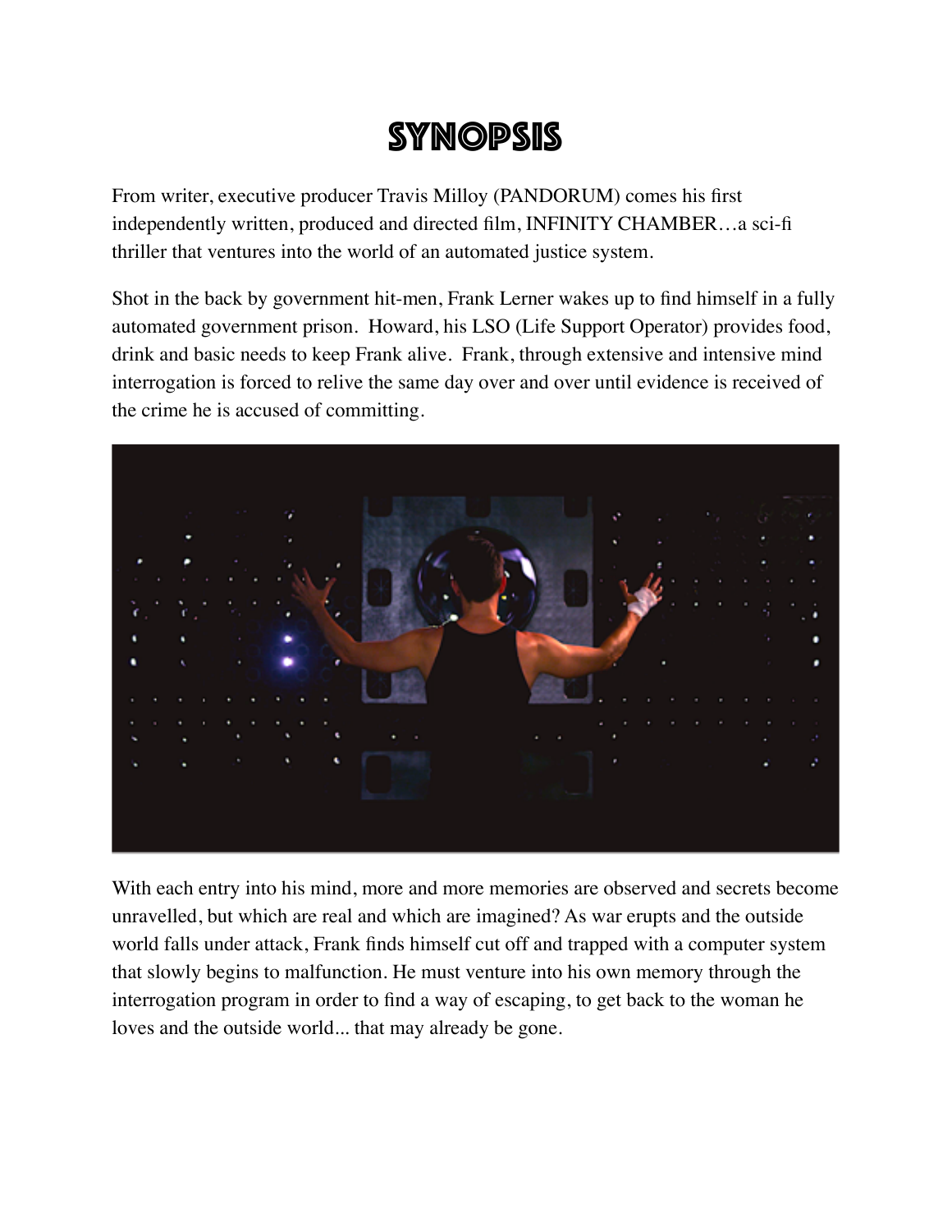# SYNOPSIS

From writer, executive producer Travis Milloy (PANDORUM) comes his first independently written, produced and directed film, INFINITY CHAMBER…a sci-fi thriller that ventures into the world of an automated justice system.

Shot in the back by government hit-men, Frank Lerner wakes up to find himself in a fully automated government prison. Howard, his LSO (Life Support Operator) provides food, drink and basic needs to keep Frank alive. Frank, through extensive and intensive mind interrogation is forced to relive the same day over and over until evidence is received of the crime he is accused of committing.

With each entry into his mind, more and more memories are observed and secrets become unravelled, but which are real and which are imagined? As war erupts and the outside world falls under attack, Frank finds himself cut off and trapped with a computer system that slowly begins to malfunction. He must venture into his own memory through the interrogation program in order to find a way of escaping, to get back to the woman he loves and the outside world... that may already be gone.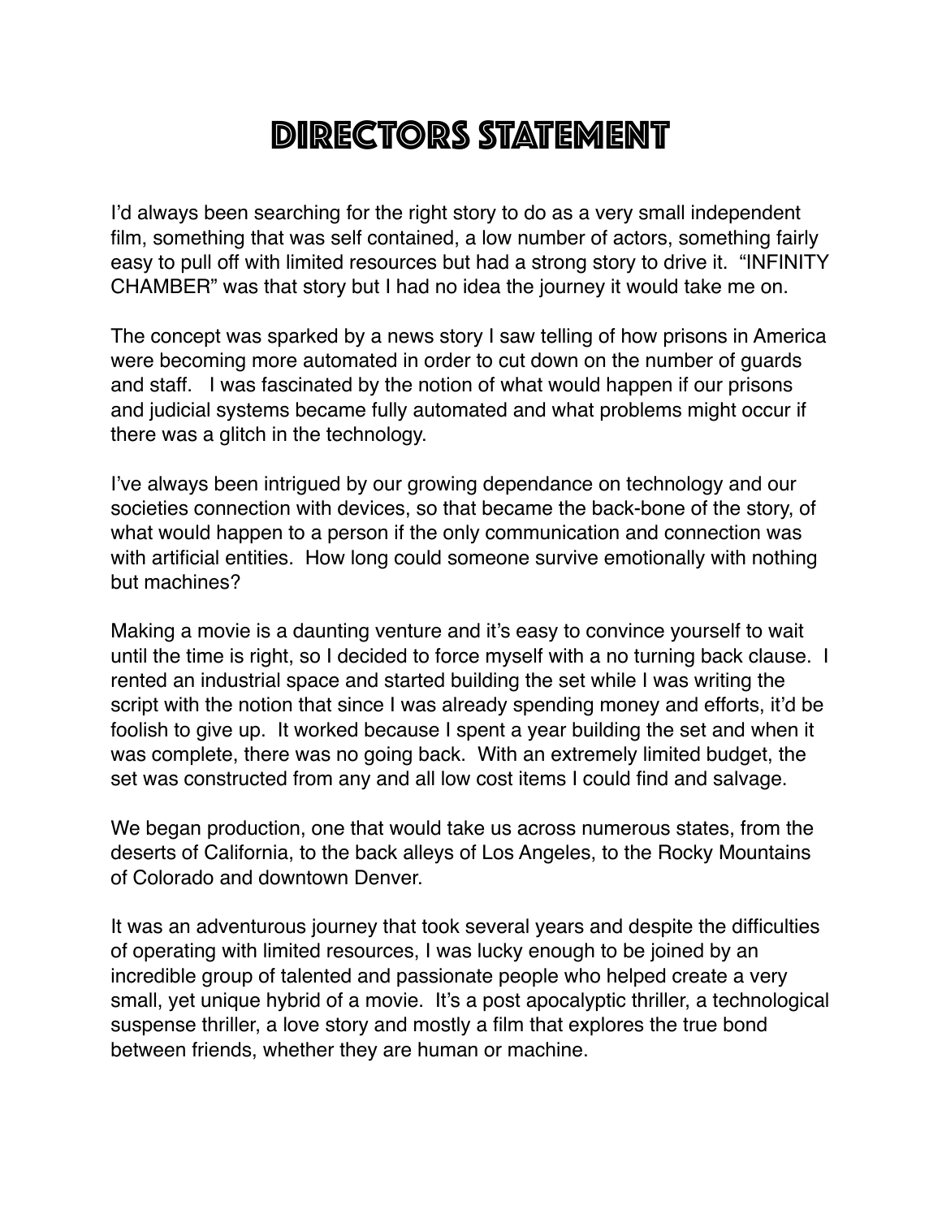# DIRECTORS STATEMENT

I'd always been searching for the right story to do as a very small independent film, something that was self contained, a low number of actors, something fairly easy to pull off with limited resources but had a strong story to drive it. "INFINITY CHAMBER" was that story but I had no idea the journey it would take me on.

The concept was sparked by a news story I saw telling of how prisons in America were becoming more automated in order to cut down on the number of guards and staff. I was fascinated by the notion of what would happen if our prisons and judicial systems became fully automated and what problems might occur if there was a glitch in the technology.

I've always been intrigued by our growing dependance on technology and our societies connection with devices, so that became the back-bone of the story, of what would happen to a person if the only communication and connection was with artificial entities. How long could someone survive emotionally with nothing but machines?

Making a movie is a daunting venture and it's easy to convince yourself to wait until the time is right, so I decided to force myself with a no turning back clause. I rented an industrial space and started building the set while I was writing the script with the notion that since I was already spending money and efforts, it'd be foolish to give up. It worked because I spent a year building the set and when it was complete, there was no going back. With an extremely limited budget, the set was constructed from any and all low cost items I could find and salvage.

We began production, one that would take us across numerous states, from the deserts of California, to the back alleys of Los Angeles, to the Rocky Mountains of Colorado and downtown Denver.

It was an adventurous journey that took several years and despite the difficulties of operating with limited resources, I was lucky enough to be joined by an incredible group of talented and passionate people who helped create a very small, yet unique hybrid of a movie. It's a post apocalyptic thriller, a technological suspense thriller, a love story and mostly a film that explores the true bond between friends, whether they are human or machine.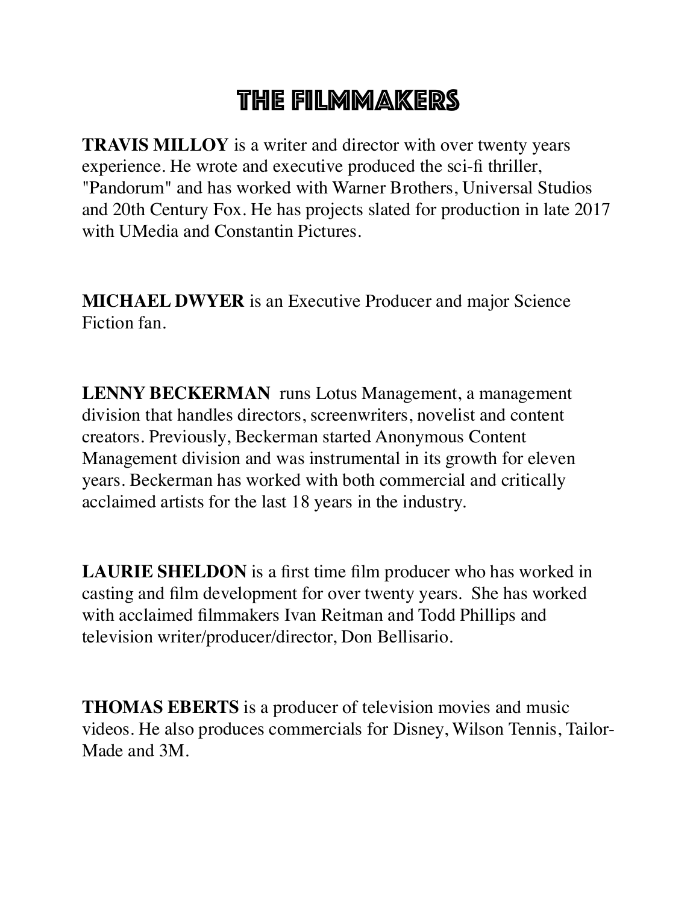# THE FILMMAKERS

**TRAVIS MILLOY** is a writer and director with over twenty years experience. He wrote and executive produced the sci-fi thriller, "Pandorum" and has worked with Warner Brothers, Universal Studios and 20th Century Fox. He has projects slated for production in late 2017 with UMedia and Constantin Pictures.

**MICHAEL DWYER** is an Executive Producer and major Science Fiction fan.

**LENNY BECKERMAN** runs Lotus Management, a management division that handles directors, screenwriters, novelist and content creators. Previously, Beckerman started Anonymous Content Management division and was instrumental in its growth for eleven years. Beckerman has worked with both commercial and critically acclaimed artists for the last 18 years in the industry.

**LAURIE SHELDON** is a first time film producer who has worked in casting and film development for over twenty years. She has worked with acclaimed filmmakers Ivan Reitman and Todd Phillips and television writer/producer/director, Don Bellisario.

**THOMAS EBERTS** is a producer of television movies and music videos. He also produces commercials for Disney, Wilson Tennis, Tailor-Made and 3M.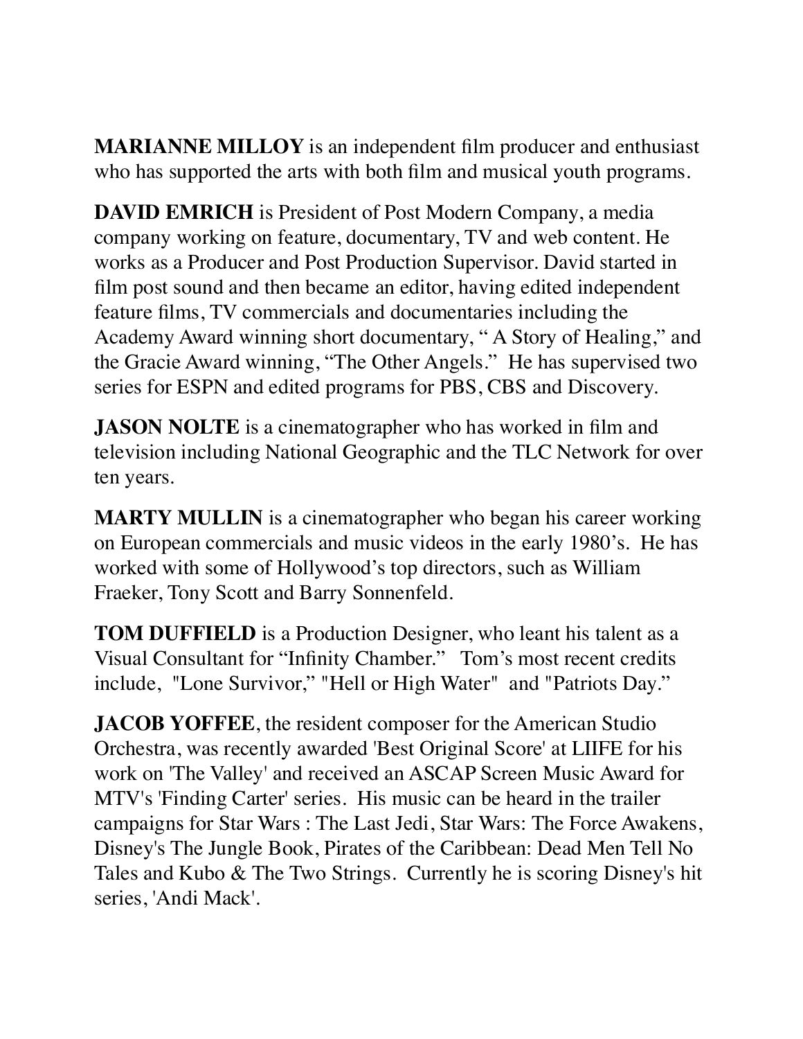**MARIANNE MILLOY** is an independent film producer and enthusiast who has supported the arts with both film and musical youth programs.

**DAVID EMRICH** is President of Post Modern Company, a media company working on feature, documentary, TV and web content. He works as a Producer and Post Production Supervisor. David started in film post sound and then became an editor, having edited independent feature films, TV commercials and documentaries including the Academy Award winning short documentary, " A Story of Healing," and the Gracie Award winning, "The Other Angels." He has supervised two series for ESPN and edited programs for PBS, CBS and Discovery.

**JASON NOLTE** is a cinematographer who has worked in film and television including National Geographic and the TLC Network for over ten years.

**MARTY MULLIN** is a cinematographer who began his career working on European commercials and music videos in the early 1980's. He has worked with some of Hollywood's top directors, such as William Fraeker, Tony Scott and Barry Sonnenfeld.

**TOM DUFFIELD** is a Production Designer, who leant his talent as a Visual Consultant for "Infinity Chamber." Tom's most recent credits include, "Lone Survivor," "Hell or High Water" and "Patriots Day."

**JACOB YOFFEE**, the resident composer for the American Studio Orchestra, was recently awarded 'Best Original Score' at LIIFE for his work on 'The Valley' and received an ASCAP Screen Music Award for MTV's 'Finding Carter' series. His music can be heard in the trailer campaigns for Star Wars : The Last Jedi, Star Wars: The Force Awakens, Disney's The Jungle Book, Pirates of the Caribbean: Dead Men Tell No Tales and Kubo & The Two Strings. Currently he is scoring Disney's hit series, 'Andi Mack'.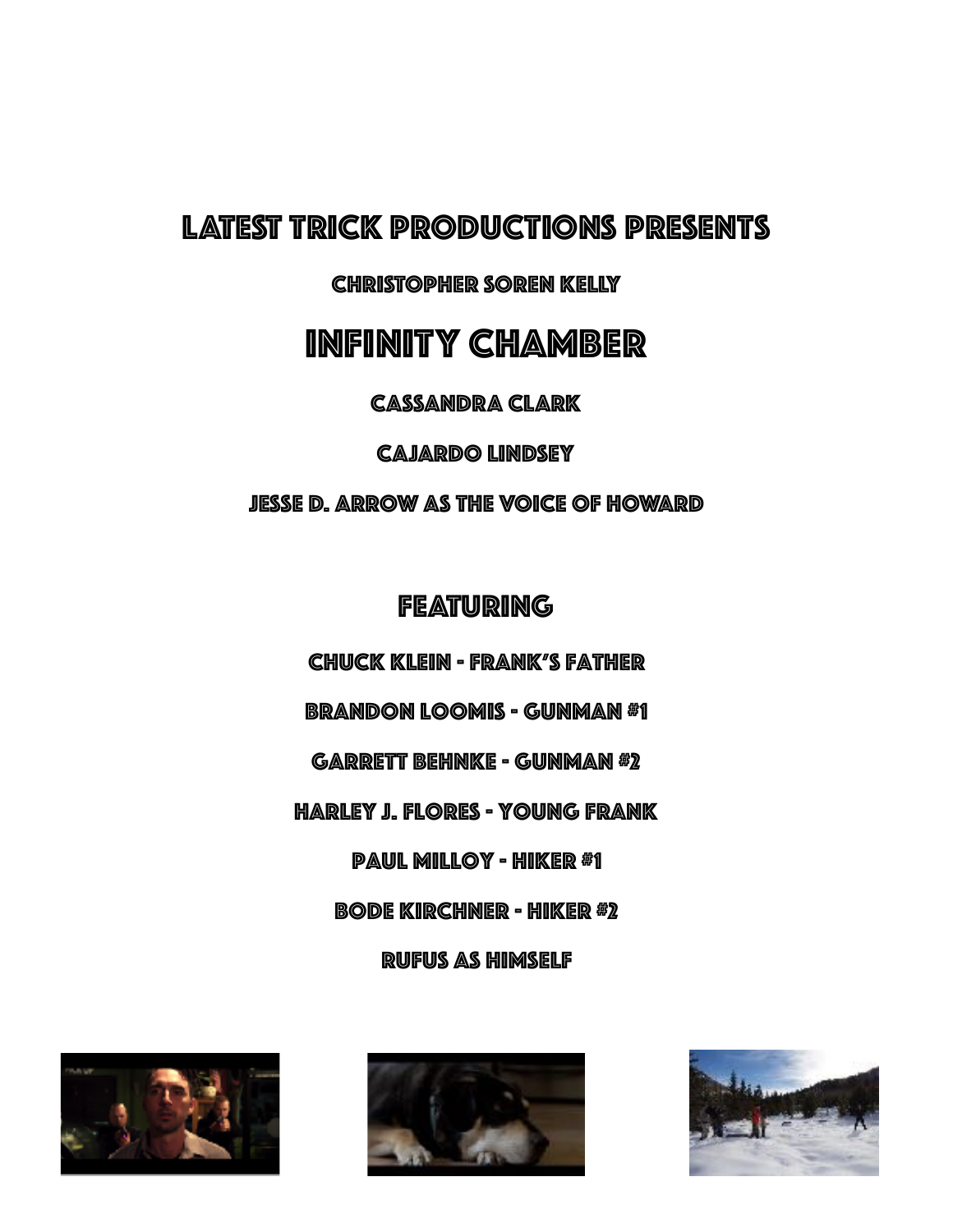# Latest Trick Productions Presents

### Christopher Soren Kelly

# Infinity Chamber

### Cassandra Clark

### Cajardo Lindsey

### Jesse D. Arrow as the Voice of Howard

## Featuring

Chuck Klein - Frank's Father

Brandon Loomis - Gunman #1

Garrett Behnke - Gunman #2

Harley J. Flores - Young Frank

Paul Milloy - Hiker #1

Bode Kirchner - Hiker #2

Rufus as Himself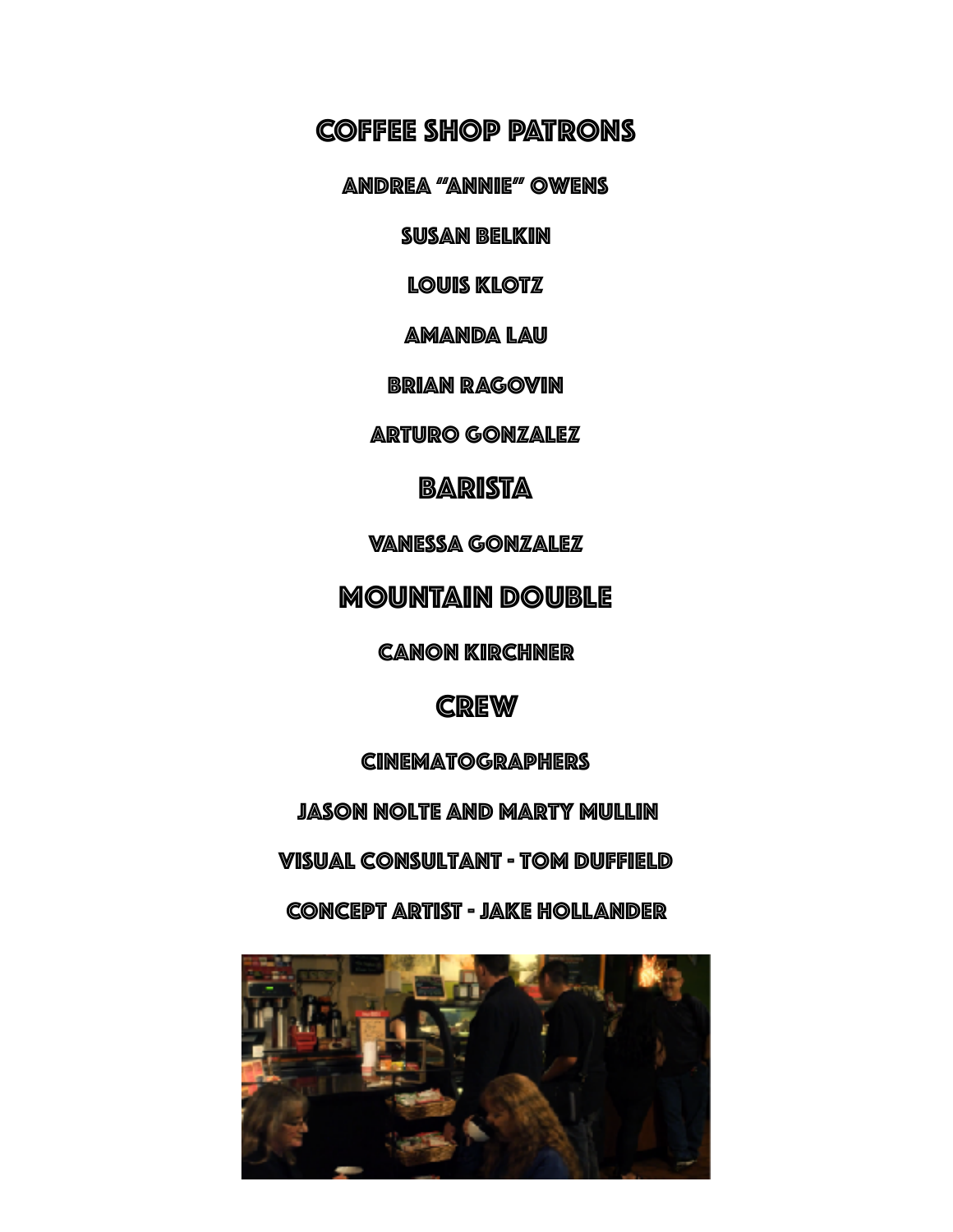## Coffee Shop Patrons

Andrea "Annie" Owens

Susan Belkin

Louis Klotz

Amanda Lau

Brian Ragovin

Arturo Gonzalez

## Barista

Vanessa Gonzalez

## Mountain Double

Canon Kirchner

## Crew

### Cinematographers

Jason Nolte and Marty Mullin

Visual Consultant - Tom Duffield

Concept Artist - Jake Hollander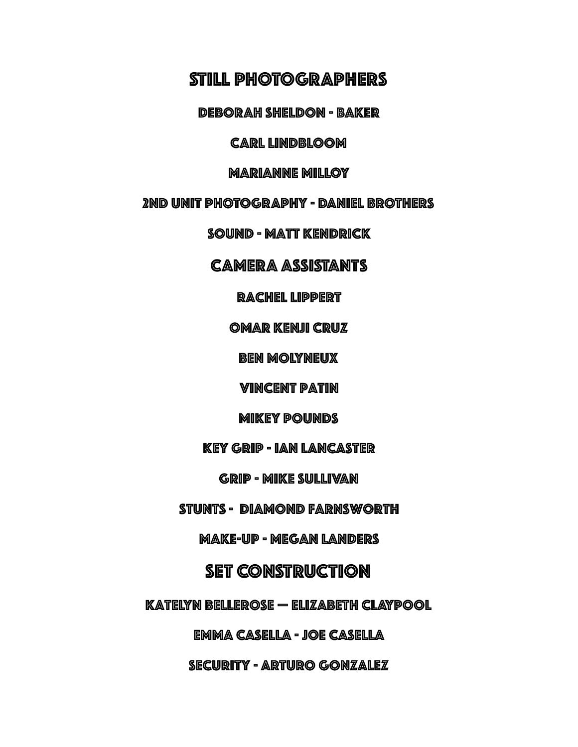## STILL PHOTOGRAPHERS

DEBORAH SHELDON - BAKER

CARL LINDBLOOM

MARIANNE MILLOY

2ND UNIT PHOTOGRAPHY - DANIEL BROTHERS

SOUND - MATT KENDRICK

## CAMERA ASSISTANTS

RACHEL LIPPERT

OMAR KENJI CRUZ

BEN MOLYNEUX

VINCENT PATIN

MIKEY POUNDS

KEY GRIP - IAN LANCASTER

GRIP - MIKE SULLIVAN

STUNTS - DIAMOND FARNSWORTH

MAKE-UP - MEGAN LANDERS

## SET CONSTRUCTION

KATELYN BELLEROSE — ELIZABETH CLAYPOOL

EMMA CASELLA - JOE CASELLA

SECURITY - ARTURO GONZALEZ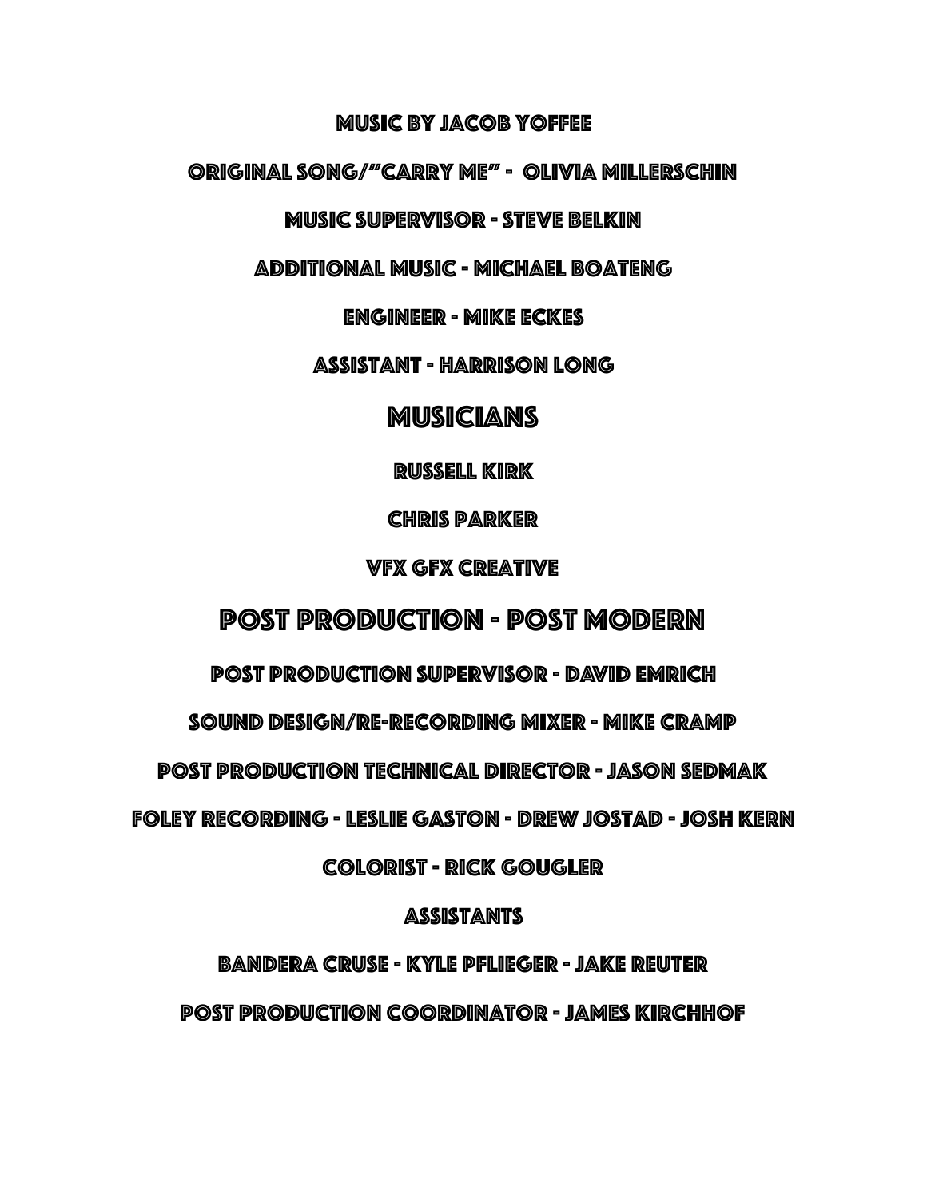MUSIC BY JACOB YOFFEE

ORIGINAL SONG/"“CARRY ME” - OLIVIA MILLERSCHIN

MUSIC SUPERVISOR - STEVE BELKIN

ADDITIONAL MUSIC - MICHAEL BOATENG

ENGINEER - MIKE ECKES

ASSISTANT - HARRISON LONG

## MUSICIANS

RUSSELL KIRK

CHRIS PARKER

VFX GFX CREATIVE

## POST PRODUCTION - POST MODERN

POST PRODUCTION SUPERVISOR - DAVID EMRICH

SOUND DESIGN/RE-RECORDING MIXER - MIKE CRAMP

POST PRODUCTION TECHNICAL DIRECTOR - JASON SEDMAK

FOLEY RECORDING - LESLIE GASTON - DREW JOSTAD - JOSH KERN

COLORIST - RICK GOUGLER

ASSISTANTS

BANDERA CRUSE - KYLE PFLIEGER - JAKE REUTER

POST PRODUCTION COORDINATOR - JAMES KIRCHHOF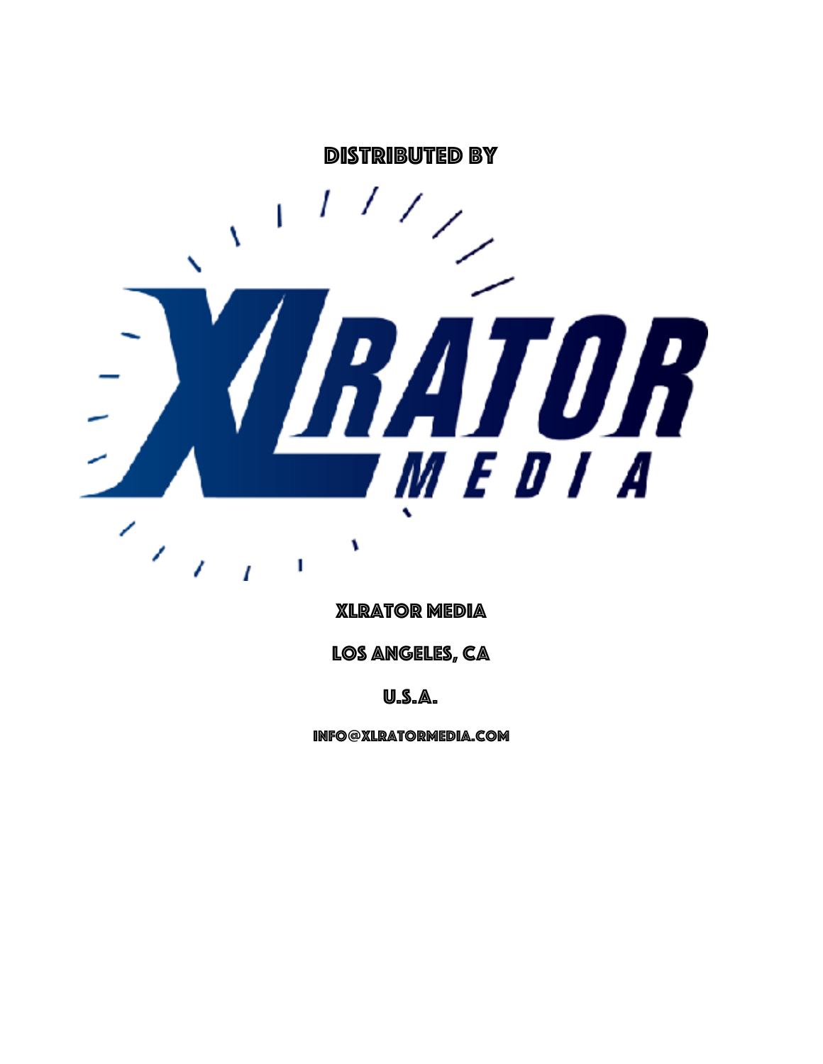# DISTRIBUTED BY

XLRATOR MEDIA

LOS ANGELES, CA

U.S.A.

INFO@XLRATORMEDIA.COM